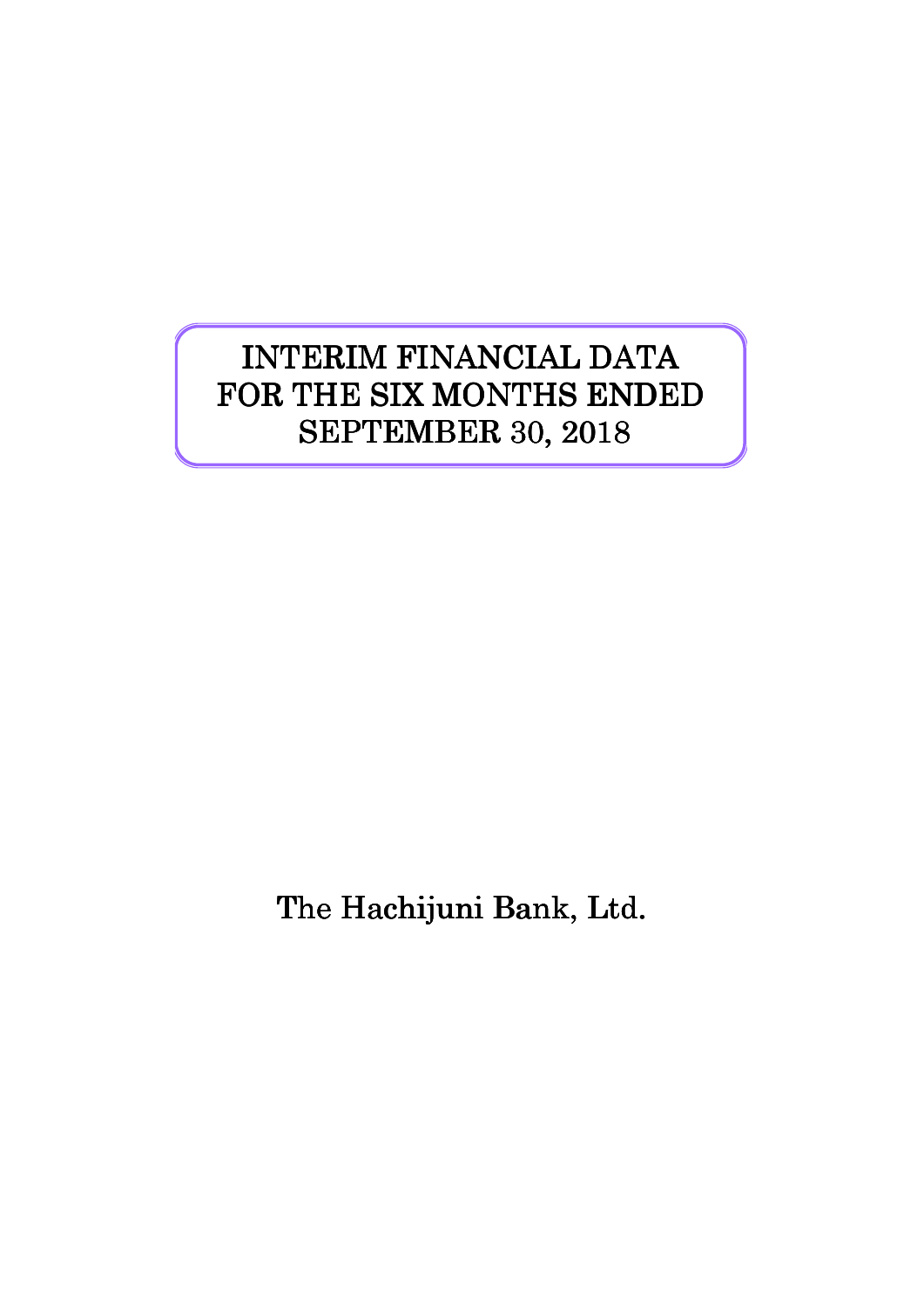# INTERIM FINANCIAL DATA FOR THE SIX MONTHS ENDED SEPTEMBER 30, 2018

The Hachijuni Bank, Ltd.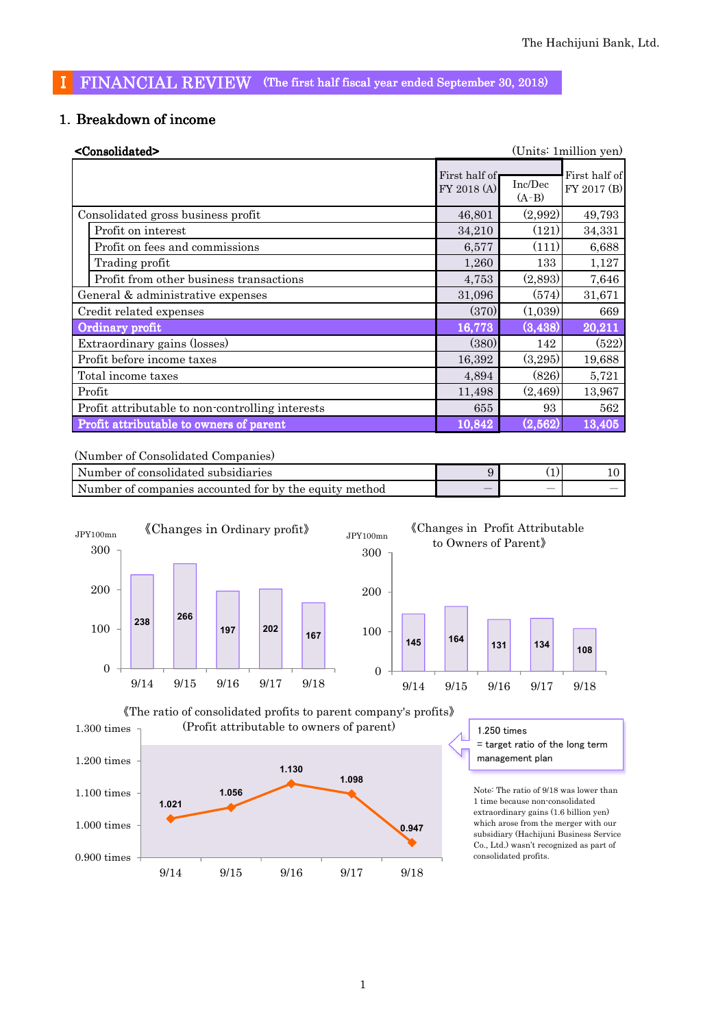# Ⅰ FINANCIAL REVIEW (The first half fiscal year ended September 30, 2018)

## 1. Breakdown of income

**<Consolidated>** (Units: 1million yen)

| | First half of FY 2018 (A) | Inc/Dec (A-B) | First half of FY 2017 (B) |
|---|---|---|---|
| Consolidated gross business profit | 46,801 | (2,992) | 49,793 |
| Profit on interest | 34,210 | (121) | 34,331 |
| Profit on fees and commissions | 6,577 | (111) | 6,688 |
| Trading profit | 1,260 | 133 | 1,127 |
| Profit from other business transactions | 4,753 | (2,893) | 7,646 |
| General & administrative expenses | 31,096 | (574) | 31,671 |
| Credit related expenses | (370) | (1,039) | 669 |
| **Ordinary profit** | **16,773** | **(3,438)** | **20,211** |
| Extraordinary gains (losses) | (380) | 142 | (522) |
| Profit before income taxes | 16,392 | (3,295) | 19,688 |
| Total income taxes | 4,894 | (826) | 5,721 |
| Profit | 11,498 | (2,469) | 13,967 |
| Profit attributable to non-controlling interests | 655 | 93 | 562 |
| **Profit attributable to owners of parent** | **10,842** | **(2,562)** | **13,405** |

(Number of Consolidated Companies)

| | | | |
|---|---|---|---|
| Number of consolidated subsidiaries | 9 | (1) | 10 |
| Number of companies accounted for by the equity method | — | — | — |

《Changes in Ordinary profit》 (JPY100mn)

| 9/14 | 9/15 | 9/16 | 9/17 | 9/18 |
|---|---|---|---|---|
| 238 | 266 | 197 | 202 | 167 |

《Changes in Profit Attributable to Owners of Parent》 (JPY100mn)

| 9/14 | 9/15 | 9/16 | 9/17 | 9/18 |
|---|---|---|---|---|
| 145 | 164 | 131 | 134 | 108 |

《The ratio of consolidated profits to parent company's profits》
(Profit attributable to owners of parent)

| 9/14 | 9/15 | 9/16 | 9/17 | 9/18 |
|---|---|---|---|---|
| 1.021 | 1.056 | 1.130 | 1.098 | 0.947 |

1.250 times = target ratio of the long term management plan

Note: The ratio of 9/18 was lower than 1 time because non-consolidated extraordinary gains (1.6 billion yen) which arose from the merger with our subsidiary (Hachijuni Business Service Co., Ltd.) wasn't recognized as part of consolidated profits.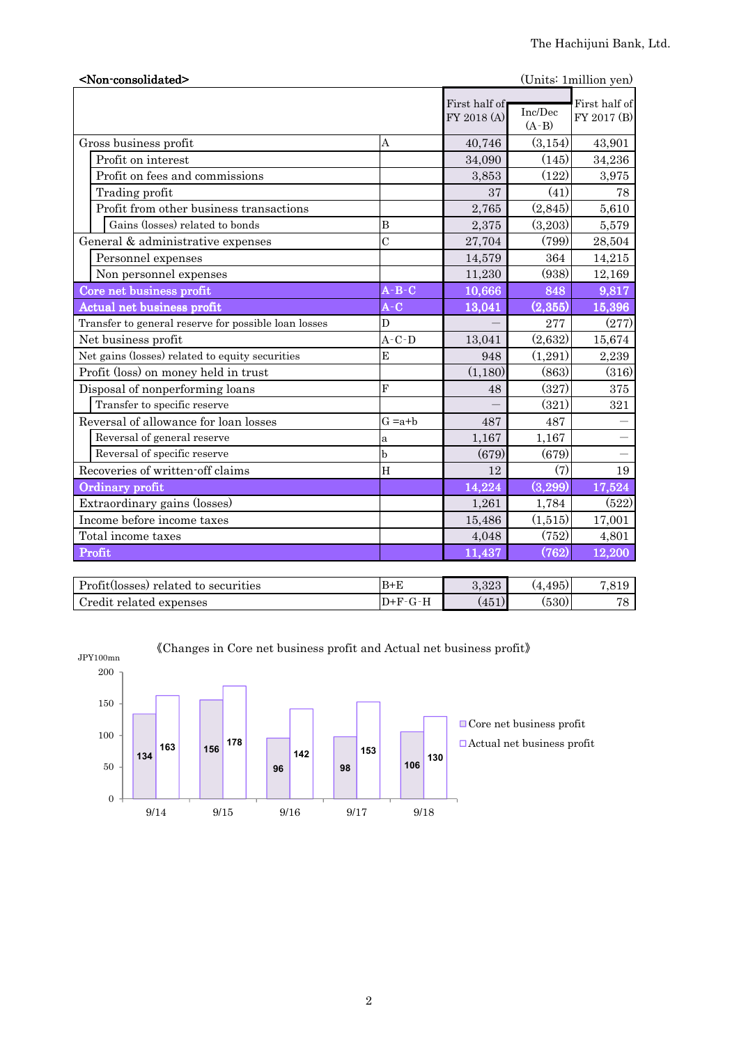**<Non-consolidated>** (Units: 1million yen)

| | | First half of FY 2018 (A) | Inc/Dec (A-B) | First half of FY 2017 (B) |
|---|---|---|---|---|
| Gross business profit | A | 40,746 | (3,154) | 43,901 |
| Profit on interest | | 34,090 | (145) | 34,236 |
| Profit on fees and commissions | | 3,853 | (122) | 3,975 |
| Trading profit | | 37 | (41) | 78 |
| Profit from other business transactions | | 2,765 | (2,845) | 5,610 |
| Gains (losses) related to bonds | B | 2,375 | (3,203) | 5,579 |
| General & administrative expenses | C | 27,704 | (799) | 28,504 |
| Personnel expenses | | 14,579 | 364 | 14,215 |
| Non personnel expenses | | 11,230 | (938) | 12,169 |
| **Core net business profit** | A-B-C | **10,666** | **848** | **9,817** |
| **Actual net business profit** | A-C | **13,041** | **(2,355)** | **15,396** |
| Transfer to general reserve for possible loan losses | D | — | 277 | (277) |
| Net business profit | A-C-D | 13,041 | (2,632) | 15,674 |
| Net gains (losses) related to equity securities | E | 948 | (1,291) | 2,239 |
| Profit (loss) on money held in trust | | (1,180) | (863) | (316) |
| Disposal of nonperforming loans | F | 48 | (327) | 375 |
| Transfer to specific reserve | | — | (321) | 321 |
| Reversal of allowance for loan losses | G =a+b | 487 | 487 | — |
| Reversal of general reserve | a | 1,167 | 1,167 | — |
| Reversal of specific reserve | b | (679) | (679) | — |
| Recoveries of written-off claims | H | 12 | (7) | 19 |
| **Ordinary profit** | | **14,224** | **(3,299)** | **17,524** |
| Extraordinary gains (losses) | | 1,261 | 1,784 | (522) |
| Income before income taxes | | 15,486 | (1,515) | 17,001 |
| Total income taxes | | 4,048 | (752) | 4,801 |
| **Profit** | | **11,437** | **(762)** | **12,200** |

| | | | | |
|---|---|---|---|---|
| Profit(losses) related to securities | B+E | 3,323 | (4,495) | 7,819 |
| Credit related expenses | D+F-G-H | (451) | (530) | 78 |

《Changes in Core net business profit and Actual net business profit》

JPY100mn

| | 9/14 | 9/15 | 9/16 | 9/17 | 9/18 |
|---|---|---|---|---|---|
| Core net business profit | 134 | 156 | 96 | 98 | 106 |
| Actual net business profit | 163 | 178 | 142 | 153 | 130 |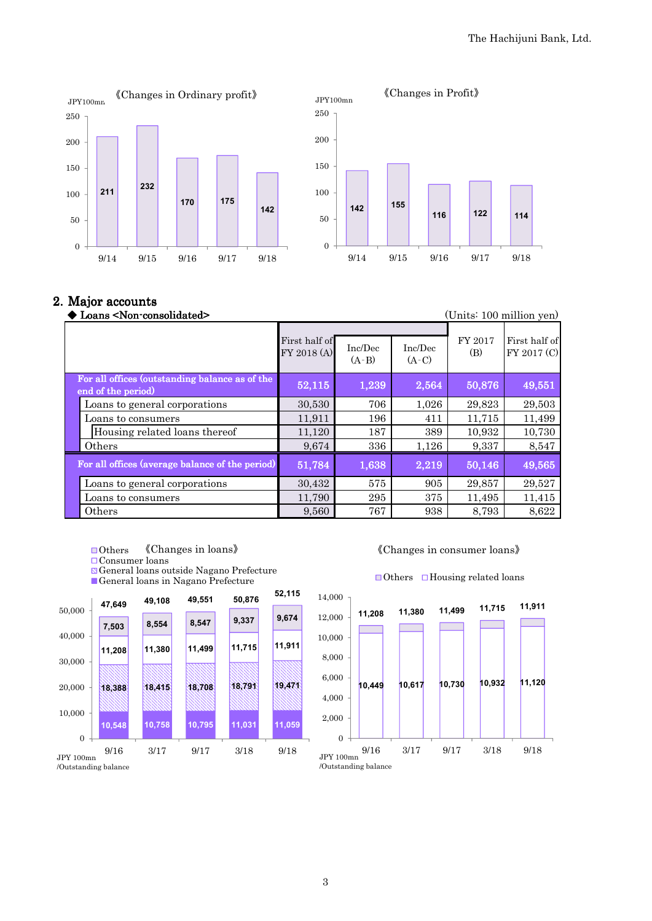《Changes in Ordinary profit》

JPY100mn

| 9/14 | 9/15 | 9/16 | 9/17 | 9/18 |
|---|---|---|---|---|
| 211 | 232 | 170 | 175 | 142 |

《Changes in Profit》

JPY100mn

| 9/14 | 9/15 | 9/16 | 9/17 | 9/18 |
|---|---|---|---|---|
| 142 | 155 | 116 | 122 | 114 |

## 2. Major accounts

◆ Loans <Non-consolidated>

(Units: 100 million yen)

| | First half of FY 2018 (A) | Inc/Dec (A-B) | Inc/Dec (A-C) | FY 2017 (B) | First half of FY 2017 (C) |
|---|---|---|---|---|---|
| **For all offices (outstanding balance as of the end of the period)** | **52,115** | **1,239** | **2,564** | **50,876** | **49,551** |
| Loans to general corporations | 30,530 | 706 | 1,026 | 29,823 | 29,503 |
| Loans to consumers | 11,911 | 196 | 411 | 11,715 | 11,499 |
| Housing related loans thereof | 11,120 | 187 | 389 | 10,932 | 10,730 |
| Others | 9,674 | 336 | 1,126 | 9,337 | 8,547 |
| **For all offices (average balance of the period)** | **51,784** | **1,638** | **2,219** | **50,146** | **49,565** |
| Loans to general corporations | 30,432 | 575 | 905 | 29,857 | 29,527 |
| Loans to consumers | 11,790 | 295 | 375 | 11,495 | 11,415 |
| Others | 9,560 | 767 | 938 | 8,793 | 8,622 |

《Changes in loans》

JPY 100mn /Outstanding balance

| | 9/16 | 3/17 | 9/17 | 3/18 | 9/18 |
|---|---|---|---|---|---|
| Others | 7,503 | 8,554 | 8,547 | 9,337 | 9,674 |
| Consumer loans | 11,208 | 11,380 | 11,499 | 11,715 | 11,911 |
| General loans outside Nagano Prefecture | 18,388 | 18,415 | 18,708 | 18,791 | 19,471 |
| General loans in Nagano Prefecture | 10,548 | 10,758 | 10,795 | 11,031 | 11,059 |
| Total | 47,649 | 49,108 | 49,551 | 50,876 | 52,115 |

《Changes in consumer loans》

JPY 100mn /Outstanding balance

| | 9/16 | 3/17 | 9/17 | 3/18 | 9/18 |
|---|---|---|---|---|---|
| Housing related loans | 10,449 | 10,617 | 10,730 | 10,932 | 11,120 |
| Total | 11,208 | 11,380 | 11,499 | 11,715 | 11,911 |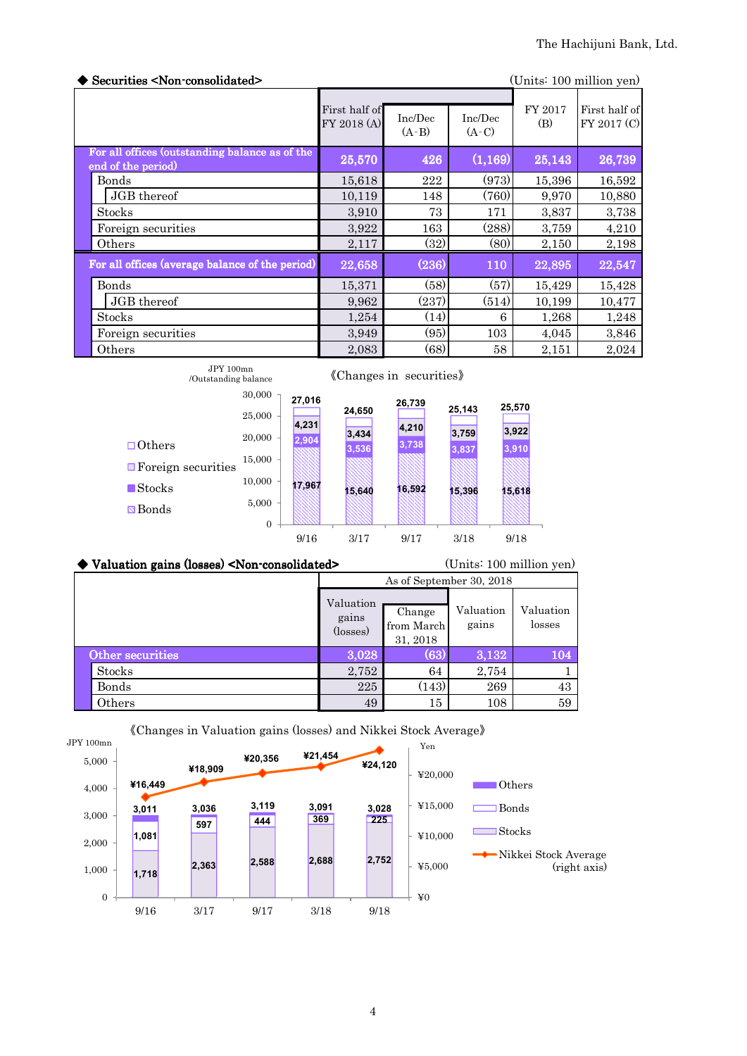## ◆ Securities <Non-consolidated>

(Units: 100 million yen)

| | First half of FY 2018 (A) | Inc/Dec (A-B) | Inc/Dec (A-C) | FY 2017 (B) | First half of FY 2017 (C) |
|---|---|---|---|---|---|
| For all offices (outstanding balance as of the end of the period) | 25,570 | 426 | (1,169) | 25,143 | 26,739 |
| Bonds | 15,618 | 222 | (973) | 15,396 | 16,592 |
| JGB thereof | 10,119 | 148 | (760) | 9,970 | 10,880 |
| Stocks | 3,910 | 73 | 171 | 3,837 | 3,738 |
| Foreign securities | 3,922 | 163 | (288) | 3,759 | 4,210 |
| Others | 2,117 | (32) | (80) | 2,150 | 2,198 |
| For all offices (average balance of the period) | 22,658 | (236) | 110 | 22,895 | 22,547 |
| Bonds | 15,371 | (58) | (57) | 15,429 | 15,428 |
| JGB thereof | 9,962 | (237) | (514) | 10,199 | 10,477 |
| Stocks | 1,254 | (14) | 6 | 1,268 | 1,248 |
| Foreign securities | 3,949 | (95) | 103 | 4,045 | 3,846 |
| Others | 2,083 | (68) | 58 | 2,151 | 2,024 |

《Changes in securities》

JPY 100mn /Outstanding balance

| | 9/16 | 3/17 | 9/17 | 3/18 | 9/18 |
|---|---|---|---|---|---|
| Total | 27,016 | 24,650 | 26,739 | 25,143 | 25,570 |
| Foreign securities | 4,231 | 3,434 | 4,210 | 3,759 | 3,922 |
| Stocks | 2,904 | 3,536 | 3,738 | 3,837 | 3,910 |
| Bonds | 17,967 | 15,640 | 16,592 | 15,396 | 15,618 |

## ◆ Valuation gains (losses) <Non-consolidated>

(Units: 100 million yen)

| | As of September 30, 2018 | | | |
|---|---|---|---|---|
| | Valuation gains (losses) | Change from March 31, 2018 | Valuation gains | Valuation losses |
| Other securities | 3,028 | (63) | 3,132 | 104 |
| Stocks | 2,752 | 64 | 2,754 | 1 |
| Bonds | 225 | (143) | 269 | 43 |
| Others | 49 | 15 | 108 | 59 |

《Changes in Valuation gains (losses) and Nikkei Stock Average》

JPY 100mn / Yen

| | 9/16 | 3/17 | 9/17 | 3/18 | 9/18 |
|---|---|---|---|---|---|
| Total | 3,011 | 3,036 | 3,119 | 3,091 | 3,028 |
| Bonds | 1,081 | 597 | 444 | 369 | 225 |
| Stocks | 1,718 | 2,363 | 2,588 | 2,688 | 2,752 |
| Nikkei Stock Average (right axis) | ¥16,449 | ¥18,909 | ¥20,356 | ¥21,454 | ¥24,120 |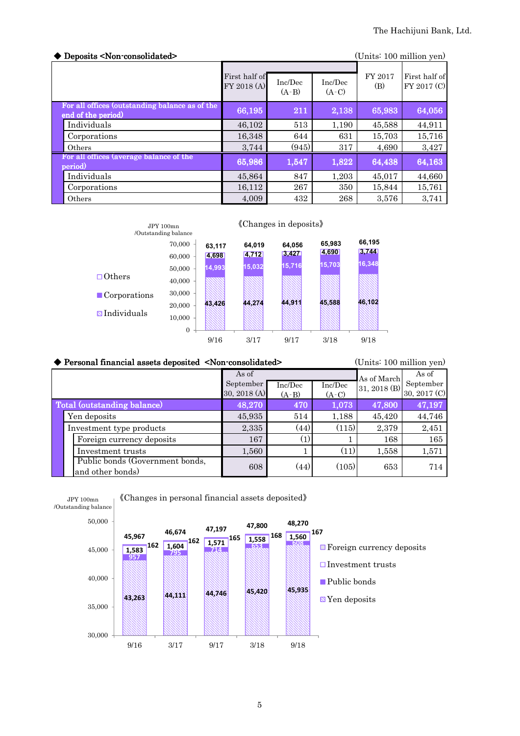### ◆ Deposits <Non-consolidated>

(Units: 100 million yen)

| | First half of FY 2018 (A) | Inc/Dec (A-B) | Inc/Dec (A-C) | FY 2017 (B) | First half of FY 2017 (C) |
|---|---|---|---|---|---|
| **For all offices (outstanding balance as of the end of the period)** | **66,195** | **211** | **2,138** | **65,983** | **64,056** |
| Individuals | 46,102 | 513 | 1,190 | 45,588 | 44,911 |
| Corporations | 16,348 | 644 | 631 | 15,703 | 15,716 |
| Others | 3,744 | (945) | 317 | 4,690 | 3,427 |
| **For all offices (average balance of the period)** | **65,986** | **1,547** | **1,822** | **64,438** | **64,163** |
| Individuals | 45,864 | 847 | 1,203 | 45,017 | 44,660 |
| Corporations | 16,112 | 267 | 350 | 15,844 | 15,761 |
| Others | 4,009 | 432 | 268 | 3,576 | 3,741 |

《Changes in deposits》

JPY 100mn /Outstanding balance

| | 9/16 | 3/17 | 9/17 | 3/18 | 9/18 |
|---|---|---|---|---|---|
| Others | 4,698 | 4,712 | 3,427 | 4,690 | 3,744 |
| Corporations | 14,993 | 15,032 | 15,716 | 15,703 | 16,348 |
| Individuals | 43,426 | 44,274 | 44,911 | 45,588 | 46,102 |
| Total | 63,117 | 64,019 | 64,056 | 65,983 | 66,195 |

### ◆ Personal financial assets deposited <Non-consolidated>

(Units: 100 million yen)

| | As of September 30, 2018 (A) | Inc/Dec (A-B) | Inc/Dec (A-C) | As of March 31, 2018 (B) | As of September 30, 2017 (C) |
|---|---|---|---|---|---|
| **Total (outstanding balance)** | **48,270** | **470** | **1,073** | **47,800** | **47,197** |
| Yen deposits | 45,935 | 514 | 1,188 | 45,420 | 44,746 |
| Investment type products | 2,335 | (44) | (115) | 2,379 | 2,451 |
| Foreign currency deposits | 167 | (1) | 1 | 168 | 165 |
| Investment trusts | 1,560 | 1 | (11) | 1,558 | 1,571 |
| Public bonds (Government bonds, and other bonds) | 608 | (44) | (105) | 653 | 714 |

《Changes in personal financial assets deposited》

JPY 100mn /Outstanding balance

| | 9/16 | 3/17 | 9/17 | 3/18 | 9/18 |
|---|---|---|---|---|---|
| Foreign currency deposits | 162 | 162 | 165 | 168 | 167 |
| Investment trusts | 1,583 | 1,604 | 1,571 | 1,558 | 1,560 |
| Public bonds | 957 | 795 | 714 | 653 | 608 |
| Yen deposits | 43,263 | 44,111 | 44,746 | 45,420 | 45,935 |
| Total | 45,967 | 46,674 | 47,197 | 47,800 | 48,270 |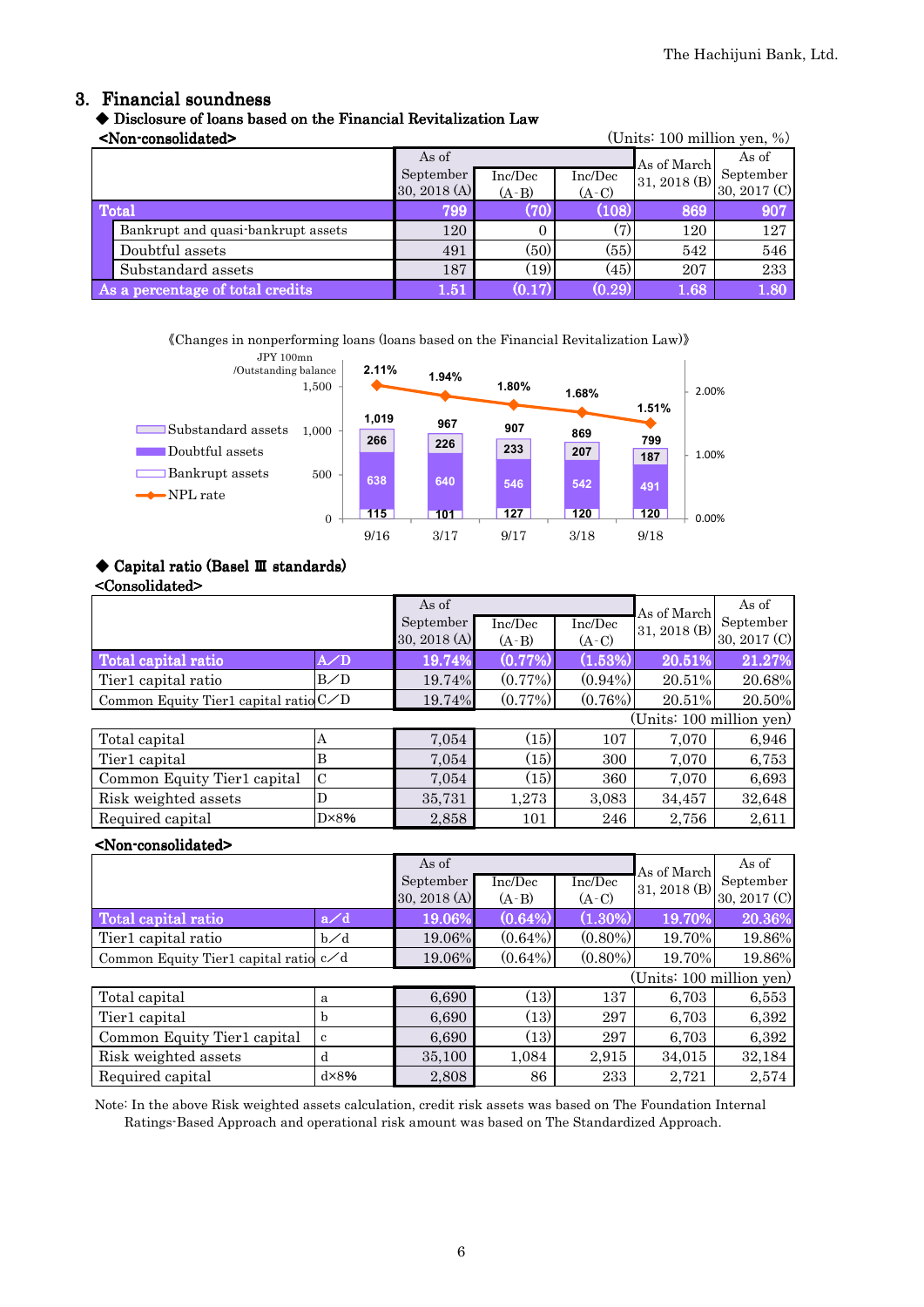## 3. Financial soundness

### ◆ Disclosure of loans based on the Financial Revitalization Law

<Non-consolidated>

(Units: 100 million yen, %)

| | As of September 30, 2018 (A) | Inc/Dec (A-B) | Inc/Dec (A-C) | As of March 31, 2018 (B) | As of September 30, 2017 (C) |
|---|---|---|---|---|---|
| **Total** | 799 | (70) | (108) | 869 | 907 |
| Bankrupt and quasi-bankrupt assets | 120 | 0 | (7) | 120 | 127 |
| Doubtful assets | 491 | (50) | (55) | 542 | 546 |
| Substandard assets | 187 | (19) | (45) | 207 | 233 |
| **As a percentage of total credits** | 1.51 | (0.17) | (0.29) | 1.68 | 1.80 |

《Changes in nonperforming loans (loans based on the Financial Revitalization Law)》

JPY 100mn /Outstanding balance

| | 9/16 | 3/17 | 9/17 | 3/18 | 9/18 |
|---|---|---|---|---|---|
| Substandard assets | 266 | 226 | 233 | 207 | 187 |
| Doubtful assets | 638 | 640 | 546 | 542 | 491 |
| Bankrupt assets | 115 | 101 | 127 | 120 | 120 |
| Total | 1,019 | 967 | 907 | 869 | 799 |
| NPL rate | 2.11% | 1.94% | 1.80% | 1.68% | 1.51% |

### ◆ Capital ratio (Basel Ⅲ standards)

<Consolidated>

| | | As of September 30, 2018 (A) | Inc/Dec (A-B) | Inc/Dec (A-C) | As of March 31, 2018 (B) | As of September 30, 2017 (C) |
|---|---|---|---|---|---|---|
| **Total capital ratio** | A/D | 19.74% | (0.77%) | (1.53%) | 20.51% | 21.27% |
| Tier1 capital ratio | B/D | 19.74% | (0.77%) | (0.94%) | 20.51% | 20.68% |
| Common Equity Tier1 capital ratio | C/D | 19.74% | (0.77%) | (0.76%) | 20.51% | 20.50% |

(Units: 100 million yen)

| | | As of September 30, 2018 (A) | Inc/Dec (A-B) | Inc/Dec (A-C) | As of March 31, 2018 (B) | As of September 30, 2017 (C) |
|---|---|---|---|---|---|---|
| Total capital | A | 7,054 | (15) | 107 | 7,070 | 6,946 |
| Tier1 capital | B | 7,054 | (15) | 300 | 7,070 | 6,753 |
| Common Equity Tier1 capital | C | 7,054 | (15) | 360 | 7,070 | 6,693 |
| Risk weighted assets | D | 35,731 | 1,273 | 3,083 | 34,457 | 32,648 |
| Required capital | D×8% | 2,858 | 101 | 246 | 2,756 | 2,611 |

<Non-consolidated>

| | | As of September 30, 2018 (A) | Inc/Dec (A-B) | Inc/Dec (A-C) | As of March 31, 2018 (B) | As of September 30, 2017 (C) |
|---|---|---|---|---|---|---|
| **Total capital ratio** | a/d | 19.06% | (0.64%) | (1.30%) | 19.70% | 20.36% |
| Tier1 capital ratio | b/d | 19.06% | (0.64%) | (0.80%) | 19.70% | 19.86% |
| Common Equity Tier1 capital ratio | c/d | 19.06% | (0.64%) | (0.80%) | 19.70% | 19.86% |

(Units: 100 million yen)

| | | As of September 30, 2018 (A) | Inc/Dec (A-B) | Inc/Dec (A-C) | As of March 31, 2018 (B) | As of September 30, 2017 (C) |
|---|---|---|---|---|---|---|
| Total capital | a | 6,690 | (13) | 137 | 6,703 | 6,553 |
| Tier1 capital | b | 6,690 | (13) | 297 | 6,703 | 6,392 |
| Common Equity Tier1 capital | c | 6,690 | (13) | 297 | 6,703 | 6,392 |
| Risk weighted assets | d | 35,100 | 1,084 | 2,915 | 34,015 | 32,184 |
| Required capital | d×8% | 2,808 | 86 | 233 | 2,721 | 2,574 |

Note: In the above Risk weighted assets calculation, credit risk assets was based on The Foundation Internal Ratings-Based Approach and operational risk amount was based on The Standardized Approach.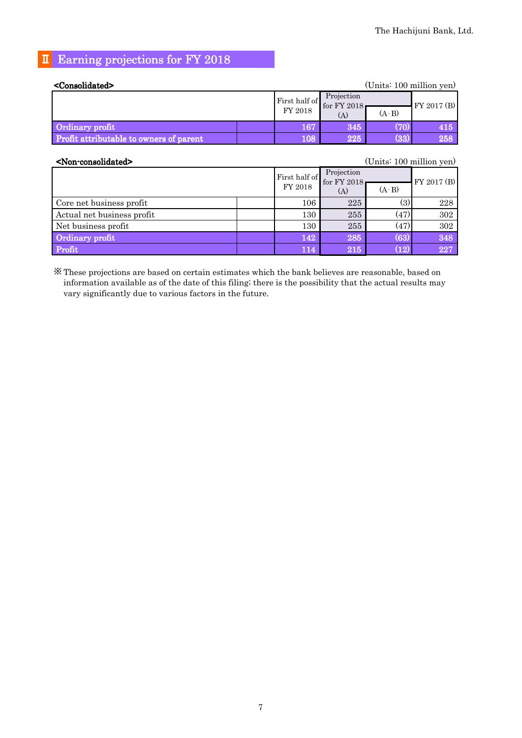## Ⅱ Earning projections for FY 2018

**<Consolidated>**

(Units: 100 million yen)

| | | First half of FY 2018 | Projection for FY 2018 (A) | (A-B) | FY 2017 (B) |
|---|---|---|---|---|---|
| **Ordinary profit** | | **167** | **345** | **(70)** | **415** |
| **Profit attributable to owners of parent** | | **108** | **225** | **(33)** | **258** |

**<Non-consolidated>**

(Units: 100 million yen)

| | | First half of FY 2018 | Projection for FY 2018 (A) | (A-B) | FY 2017 (B) |
|---|---|---|---|---|---|
| Core net business profit | | 106 | 225 | (3) | 228 |
| Actual net business profit | | 130 | 255 | (47) | 302 |
| Net business profit | | 130 | 255 | (47) | 302 |
| **Ordinary profit** | | **142** | **285** | **(63)** | **348** |
| **Profit** | | **114** | **215** | **(12)** | **227** |

※ These projections are based on certain estimates which the bank believes are reasonable, based on information available as of the date of this filing; there is the possibility that the actual results may vary significantly due to various factors in the future.